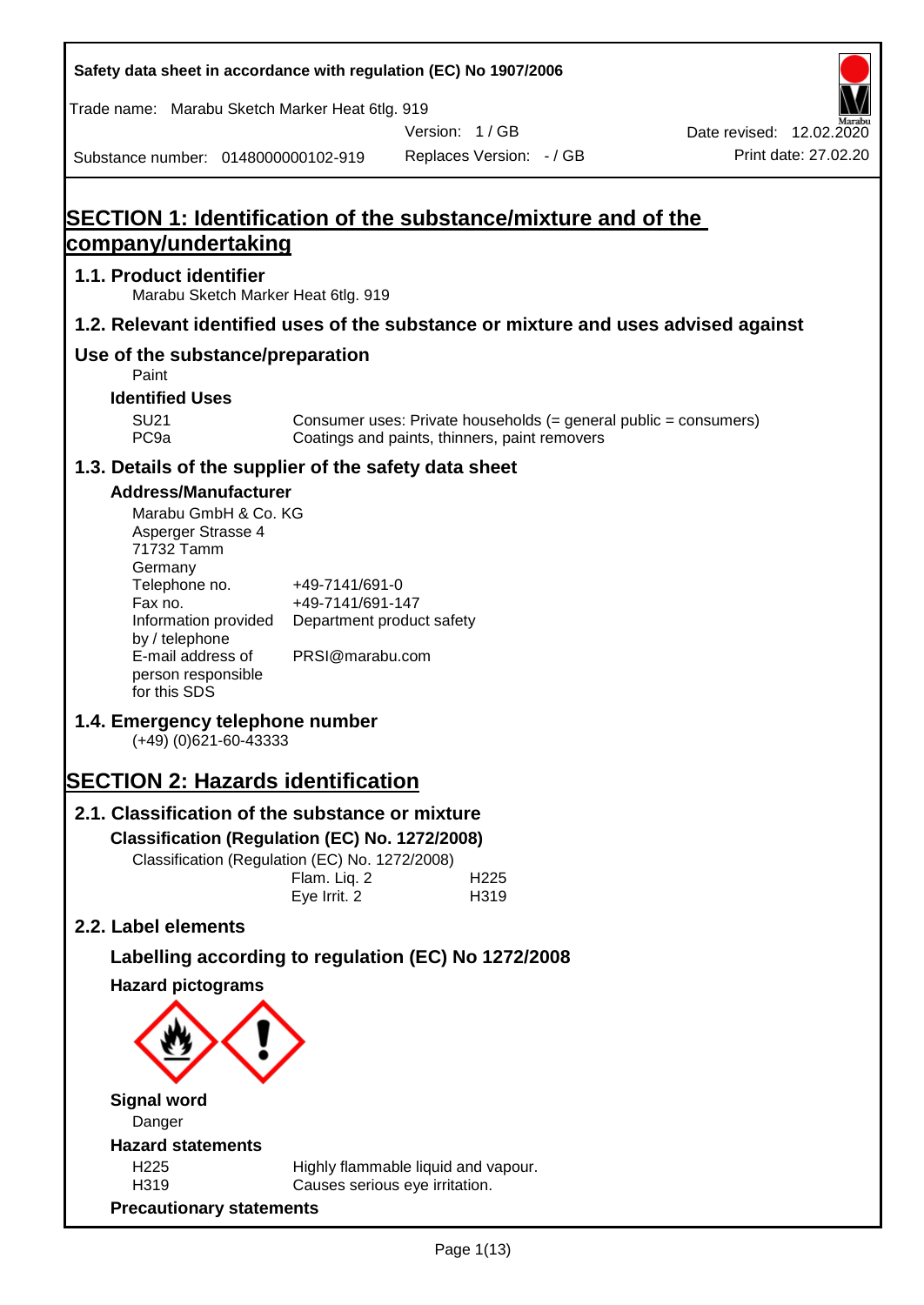Safety data sheet in accordance with regulation (EC) No 1907/2006

Trade name: Marabu Sketch Marker Heat 6tlg. 919

Version: 1 / GB

Date revised: 12.02.2020

Substance number: 0148000000102-919

Replaces Version: - / GB

Print date: 27.02.20

# SECTION 1: Identification of the substance/mixture and of the company/undertaking

## 1.1. Product identifier

Marabu Sketch Marker Heat 6tlg. 919

## 1.2. Relevant identified uses of the substance or mixture and uses advised against

## Use of the substance/preparation

Paint

### Identified Uses

| | |
|---|---|
| SU21 | Consumer uses: Private households (= general public = consumers) |
| PC9a | Coatings and paints, thinners, paint removers |

## 1.3. Details of the supplier of the safety data sheet

### Address/Manufacturer

Marabu GmbH & Co. KG
Asperger Strasse 4
71732 Tamm
Germany

| | |
|---|---|
| Telephone no. | +49-7141/691-0 |
| Fax no. | +49-7141/691-147 |
| Information provided by / telephone | Department product safety |
| E-mail address of person responsible for this SDS | PRSI@marabu.com |

## 1.4. Emergency telephone number

(+49) (0)621-60-43333

# SECTION 2: Hazards identification

## 2.1. Classification of the substance or mixture

### Classification (Regulation (EC) No. 1272/2008)

Classification (Regulation (EC) No. 1272/2008)

| | |
|---|---|
| Flam. Liq. 2 | H225 |
| Eye Irrit. 2 | H319 |

## 2.2. Label elements

### Labelling according to regulation (EC) No 1272/2008

### Hazard pictograms

### Signal word

Danger

### Hazard statements

| | |
|---|---|
| H225 | Highly flammable liquid and vapour. |
| H319 | Causes serious eye irritation. |

### Precautionary statements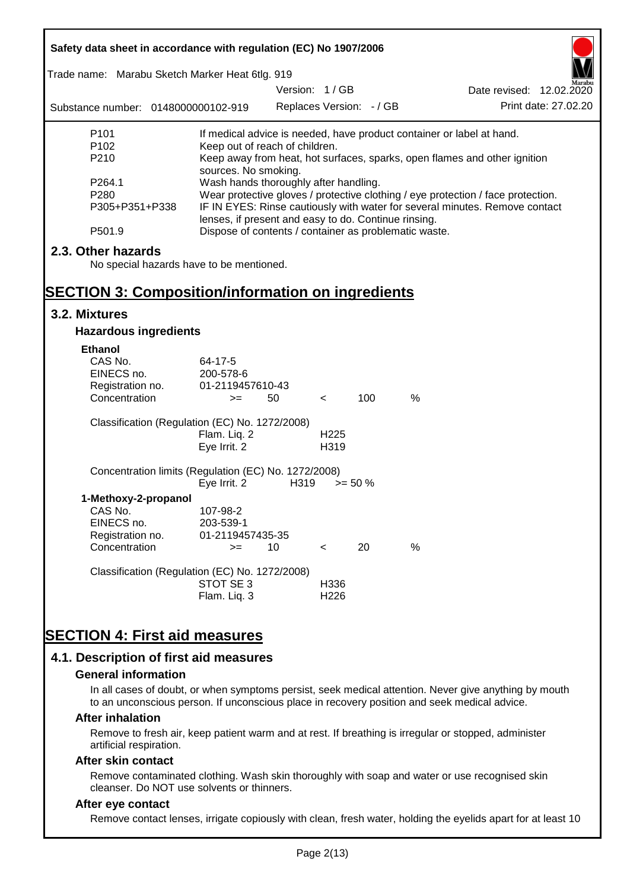| | |
|---|---|
| P101 | If medical advice is needed, have product container or label at hand. |
| P102 | Keep out of reach of children. |
| P210 | Keep away from heat, hot surfaces, sparks, open flames and other ignition sources. No smoking. |
| P264.1 | Wash hands thoroughly after handling. |
| P280 | Wear protective gloves / protective clothing / eye protection / face protection. |
| P305+P351+P338 | IF IN EYES: Rinse cautiously with water for several minutes. Remove contact lenses, if present and easy to do. Continue rinsing. |
| P501.9 | Dispose of contents / container as problematic waste. |

## 2.3. Other hazards

No special hazards have to be mentioned.

# SECTION 3: Composition/information on ingredients

## 3.2. Mixtures

### Hazardous ingredients

**Ethanol**

| | | | | | |
|---|---|---|---|---|---|
| CAS No. | 64-17-5 | | | | |
| EINECS no. | 200-578-6 | | | | |
| Registration no. | 01-2119457610-43 | | | | |
| Concentration | >= | 50 | < | 100 | % |

Classification (Regulation (EC) No. 1272/2008)

| | |
|---|---|
| Flam. Liq. 2 | H225 |
| Eye Irrit. 2 | H319 |

Concentration limits (Regulation (EC) No. 1272/2008)

| | | |
|---|---|---|
| Eye Irrit. 2 | H319 | >= 50 % |

**1-Methoxy-2-propanol**

| | | | | | |
|---|---|---|---|---|---|
| CAS No. | 107-98-2 | | | | |
| EINECS no. | 203-539-1 | | | | |
| Registration no. | 01-2119457435-35 | | | | |
| Concentration | >= | 10 | < | 20 | % |

Classification (Regulation (EC) No. 1272/2008)

| | |
|---|---|
| STOT SE 3 | H336 |
| Flam. Liq. 3 | H226 |

# SECTION 4: First aid measures

## 4.1. Description of first aid measures

### General information

In all cases of doubt, or when symptoms persist, seek medical attention. Never give anything by mouth to an unconscious person. If unconscious place in recovery position and seek medical advice.

### After inhalation

Remove to fresh air, keep patient warm and at rest. If breathing is irregular or stopped, administer artificial respiration.

### After skin contact

Remove contaminated clothing. Wash skin thoroughly with soap and water or use recognised skin cleanser. Do NOT use solvents or thinners.

### After eye contact

Remove contact lenses, irrigate copiously with clean, fresh water, holding the eyelids apart for at least 10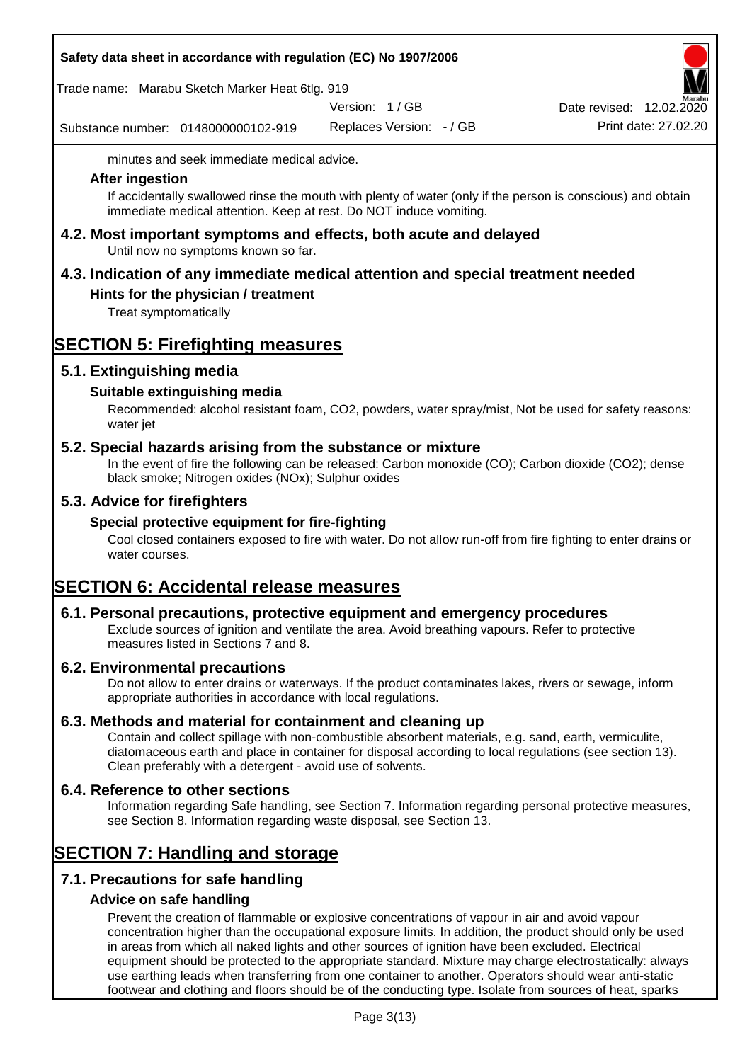minutes and seek immediate medical advice.

### After ingestion

If accidentally swallowed rinse the mouth with plenty of water (only if the person is conscious) and obtain immediate medical attention. Keep at rest. Do NOT induce vomiting.

## 4.2. Most important symptoms and effects, both acute and delayed

Until now no symptoms known so far.

## 4.3. Indication of any immediate medical attention and special treatment needed

### Hints for the physician / treatment

Treat symptomatically

# SECTION 5: Firefighting measures

## 5.1. Extinguishing media

### Suitable extinguishing media

Recommended: alcohol resistant foam, CO2, powders, water spray/mist, Not be used for safety reasons: water jet

## 5.2. Special hazards arising from the substance or mixture

In the event of fire the following can be released: Carbon monoxide (CO); Carbon dioxide (CO2); dense black smoke; Nitrogen oxides (NOx); Sulphur oxides

## 5.3. Advice for firefighters

### Special protective equipment for fire-fighting

Cool closed containers exposed to fire with water. Do not allow run-off from fire fighting to enter drains or water courses.

# SECTION 6: Accidental release measures

## 6.1. Personal precautions, protective equipment and emergency procedures

Exclude sources of ignition and ventilate the area. Avoid breathing vapours. Refer to protective measures listed in Sections 7 and 8.

## 6.2. Environmental precautions

Do not allow to enter drains or waterways. If the product contaminates lakes, rivers or sewage, inform appropriate authorities in accordance with local regulations.

## 6.3. Methods and material for containment and cleaning up

Contain and collect spillage with non-combustible absorbent materials, e.g. sand, earth, vermiculite, diatomaceous earth and place in container for disposal according to local regulations (see section 13). Clean preferably with a detergent - avoid use of solvents.

## 6.4. Reference to other sections

Information regarding Safe handling, see Section 7. Information regarding personal protective measures, see Section 8. Information regarding waste disposal, see Section 13.

# SECTION 7: Handling and storage

## 7.1. Precautions for safe handling

### Advice on safe handling

Prevent the creation of flammable or explosive concentrations of vapour in air and avoid vapour concentration higher than the occupational exposure limits. In addition, the product should only be used in areas from which all naked lights and other sources of ignition have been excluded. Electrical equipment should be protected to the appropriate standard. Mixture may charge electrostatically: always use earthing leads when transferring from one container to another. Operators should wear anti-static footwear and clothing and floors should be of the conducting type. Isolate from sources of heat, sparks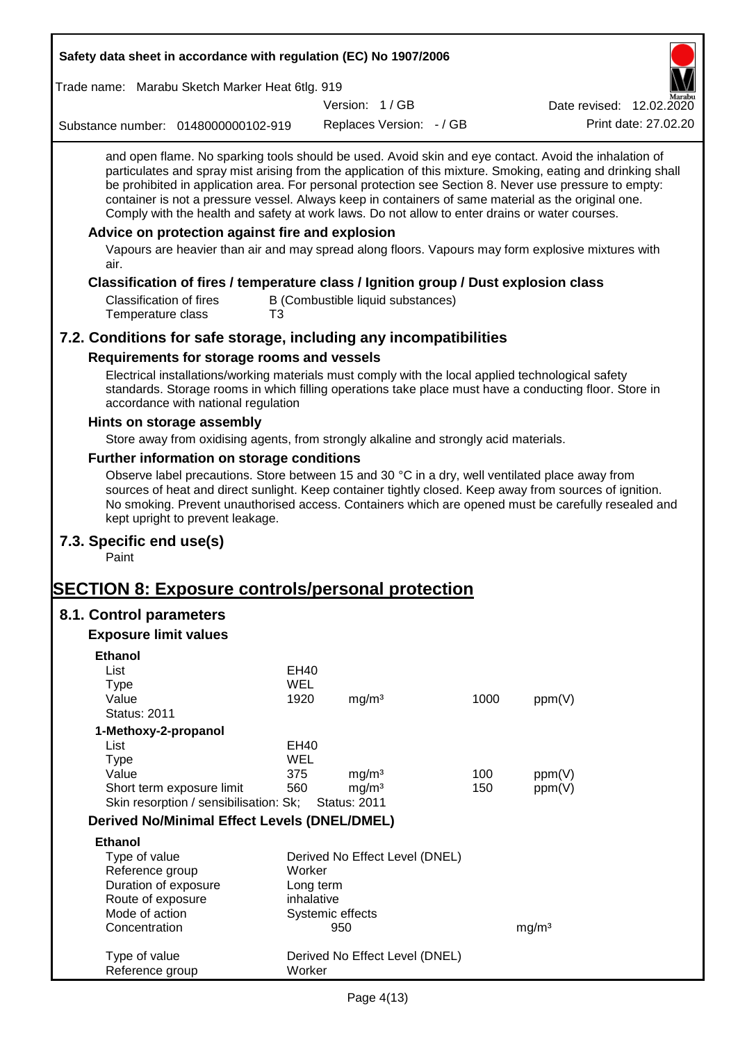and open flame. No sparking tools should be used. Avoid skin and eye contact. Avoid the inhalation of particulates and spray mist arising from the application of this mixture. Smoking, eating and drinking shall be prohibited in application area. For personal protection see Section 8. Never use pressure to empty: container is not a pressure vessel. Always keep in containers of same material as the original one. Comply with the health and safety at work laws. Do not allow to enter drains or water courses.

### Advice on protection against fire and explosion

Vapours are heavier than air and may spread along floors. Vapours may form explosive mixtures with air.

### Classification of fires / temperature class / Ignition group / Dust explosion class

| | |
|---|---|
| Classification of fires | B (Combustible liquid substances) |
| Temperature class | T3 |

## 7.2. Conditions for safe storage, including any incompatibilities

### Requirements for storage rooms and vessels

Electrical installations/working materials must comply with the local applied technological safety standards. Storage rooms in which filling operations take place must have a conducting floor. Store in accordance with national regulation

### Hints on storage assembly

Store away from oxidising agents, from strongly alkaline and strongly acid materials.

### Further information on storage conditions

Observe label precautions. Store between 15 and 30 °C in a dry, well ventilated place away from sources of heat and direct sunlight. Keep container tightly closed. Keep away from sources of ignition. No smoking. Prevent unauthorised access. Containers which are opened must be carefully resealed and kept upright to prevent leakage.

## 7.3. Specific end use(s)

Paint

# SECTION 8: Exposure controls/personal protection

## 8.1. Control parameters

### Exposure limit values

**Ethanol**

| | | | | |
|---|---|---|---|---|
| List | EH40 | | | |
| Type | WEL | | | |
| Value | 1920 | mg/m³ | 1000 | ppm(V) |
| Status: 2011 | | | | |

**1-Methoxy-2-propanol**

| | | | | |
|---|---|---|---|---|
| List | EH40 | | | |
| Type | WEL | | | |
| Value | 375 | mg/m³ | 100 | ppm(V) |
| Short term exposure limit | 560 | mg/m³ | 150 | ppm(V) |
| Skin resorption / sensibilisation: Sk; | Status: 2011 | | | |

### Derived No/Minimal Effect Levels (DNEL/DMEL)

**Ethanol**

| | | |
|---|---|---|
| Type of value | Derived No Effect Level (DNEL) | |
| Reference group | Worker | |
| Duration of exposure | Long term | |
| Route of exposure | inhalative | |
| Mode of action | Systemic effects | |
| Concentration | 950 | mg/m³ |

| | |
|---|---|
| Type of value | Derived No Effect Level (DNEL) |
| Reference group | Worker |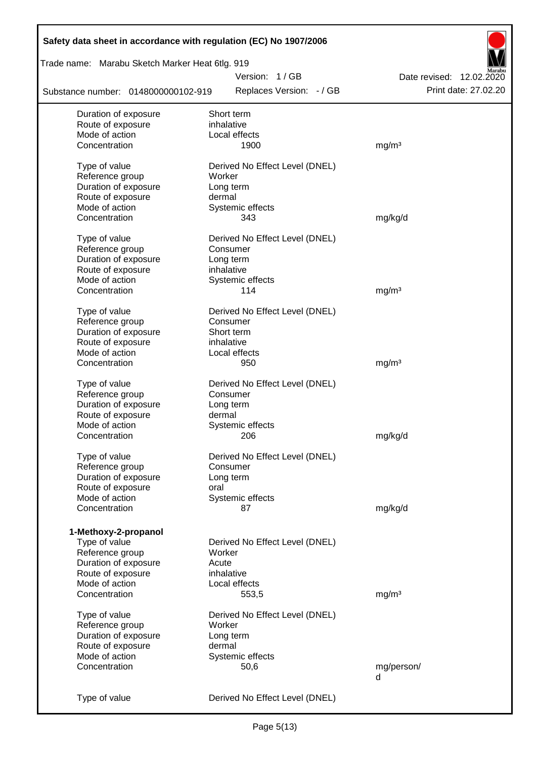| | | |
|---|---|---|
| Duration of exposure | Short term | |
| Route of exposure | inhalative | |
| Mode of action | Local effects | |
| Concentration | 1900 | mg/m³ |
| | | |
| Type of value | Derived No Effect Level (DNEL) | |
| Reference group | Worker | |
| Duration of exposure | Long term | |
| Route of exposure | dermal | |
| Mode of action | Systemic effects | |
| Concentration | 343 | mg/kg/d |
| | | |
| Type of value | Derived No Effect Level (DNEL) | |
| Reference group | Consumer | |
| Duration of exposure | Long term | |
| Route of exposure | inhalative | |
| Mode of action | Systemic effects | |
| Concentration | 114 | mg/m³ |
| | | |
| Type of value | Derived No Effect Level (DNEL) | |
| Reference group | Consumer | |
| Duration of exposure | Short term | |
| Route of exposure | inhalative | |
| Mode of action | Local effects | |
| Concentration | 950 | mg/m³ |
| | | |
| Type of value | Derived No Effect Level (DNEL) | |
| Reference group | Consumer | |
| Duration of exposure | Long term | |
| Route of exposure | dermal | |
| Mode of action | Systemic effects | |
| Concentration | 206 | mg/kg/d |
| | | |
| Type of value | Derived No Effect Level (DNEL) | |
| Reference group | Consumer | |
| Duration of exposure | Long term | |
| Route of exposure | oral | |
| Mode of action | Systemic effects | |
| Concentration | 87 | mg/kg/d |

**1-Methoxy-2-propanol**

| | | |
|---|---|---|
| Type of value | Derived No Effect Level (DNEL) | |
| Reference group | Worker | |
| Duration of exposure | Acute | |
| Route of exposure | inhalative | |
| Mode of action | Local effects | |
| Concentration | 553,5 | mg/m³ |
| | | |
| Type of value | Derived No Effect Level (DNEL) | |
| Reference group | Worker | |
| Duration of exposure | Long term | |
| Route of exposure | dermal | |
| Mode of action | Systemic effects | |
| Concentration | 50,6 | mg/person/d |
| | | |
| Type of value | Derived No Effect Level (DNEL) | |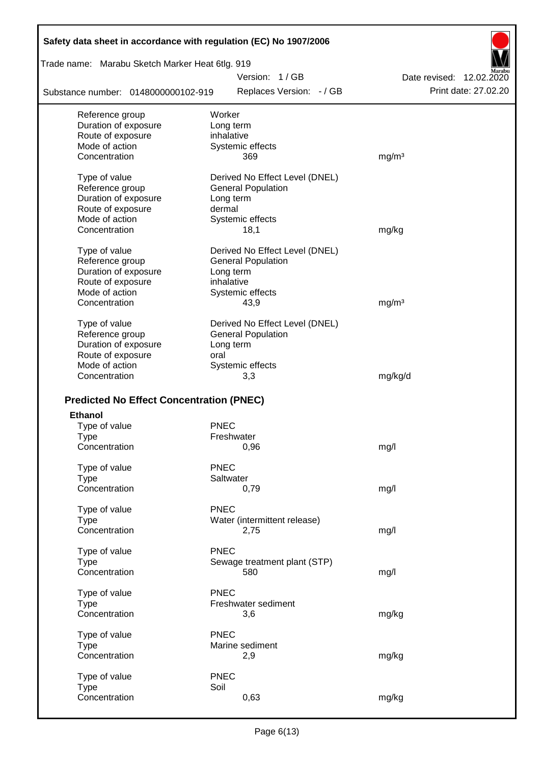| | | |
|---|---|---|
| Reference group | Worker | |
| Duration of exposure | Long term | |
| Route of exposure | inhalative | |
| Mode of action | Systemic effects | |
| Concentration | 369 | mg/m³ |

| | | |
|---|---|---|
| Type of value | Derived No Effect Level (DNEL) | |
| Reference group | General Population | |
| Duration of exposure | Long term | |
| Route of exposure | dermal | |
| Mode of action | Systemic effects | |
| Concentration | 18,1 | mg/kg |

| | | |
|---|---|---|
| Type of value | Derived No Effect Level (DNEL) | |
| Reference group | General Population | |
| Duration of exposure | Long term | |
| Route of exposure | inhalative | |
| Mode of action | Systemic effects | |
| Concentration | 43,9 | mg/m³ |

| | | |
|---|---|---|
| Type of value | Derived No Effect Level (DNEL) | |
| Reference group | General Population | |
| Duration of exposure | Long term | |
| Route of exposure | oral | |
| Mode of action | Systemic effects | |
| Concentration | 3,3 | mg/kg/d |

## Predicted No Effect Concentration (PNEC)

**Ethanol**

| | | |
|---|---|---|
| Type of value | PNEC | |
| Type | Freshwater | |
| Concentration | 0,96 | mg/l |

| | | |
|---|---|---|
| Type of value | PNEC | |
| Type | Saltwater | |
| Concentration | 0,79 | mg/l |

| | | |
|---|---|---|
| Type of value | PNEC | |
| Type | Water (intermittent release) | |
| Concentration | 2,75 | mg/l |

| | | |
|---|---|---|
| Type of value | PNEC | |
| Type | Sewage treatment plant (STP) | |
| Concentration | 580 | mg/l |

| | | |
|---|---|---|
| Type of value | PNEC | |
| Type | Freshwater sediment | |
| Concentration | 3,6 | mg/kg |

| | | |
|---|---|---|
| Type of value | PNEC | |
| Type | Marine sediment | |
| Concentration | 2,9 | mg/kg |

| | | |
|---|---|---|
| Type of value | PNEC | |
| Type | Soil | |
| Concentration | 0,63 | mg/kg |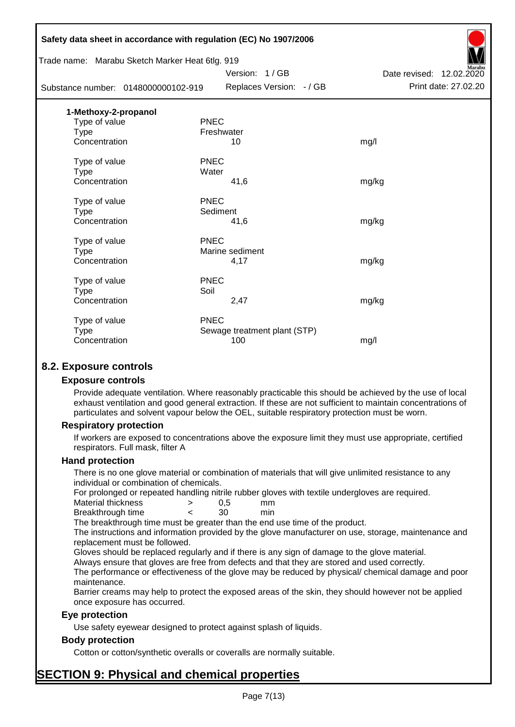**1-Methoxy-2-propanol**

| | | |
|---|---|---|
| Type of value | PNEC | |
| Type | Freshwater | |
| Concentration | 10 | mg/l |
| | | |
| Type of value | PNEC | |
| Type | Water | |
| Concentration | 41,6 | mg/kg |
| | | |
| Type of value | PNEC | |
| Type | Sediment | |
| Concentration | 41,6 | mg/kg |
| | | |
| Type of value | PNEC | |
| Type | Marine sediment | |
| Concentration | 4,17 | mg/kg |
| | | |
| Type of value | PNEC | |
| Type | Soil | |
| Concentration | 2,47 | mg/kg |
| | | |
| Type of value | PNEC | |
| Type | Sewage treatment plant (STP) | |
| Concentration | 100 | mg/l |

## 8.2. Exposure controls

### Exposure controls

Provide adequate ventilation. Where reasonably practicable this should be achieved by the use of local exhaust ventilation and good general extraction. If these are not sufficient to maintain concentrations of particulates and solvent vapour below the OEL, suitable respiratory protection must be worn.

### Respiratory protection

If workers are exposed to concentrations above the exposure limit they must use appropriate, certified respirators. Full mask, filter A

### Hand protection

There is no one glove material or combination of materials that will give unlimited resistance to any individual or combination of chemicals.

For prolonged or repeated handling nitrile rubber gloves with textile undergloves are required.

| | | | |
|---|---|---|---|
| Material thickness | > | 0,5 | mm |
| Breakthrough time | < | 30 | min |

The breakthrough time must be greater than the end use time of the product.

The instructions and information provided by the glove manufacturer on use, storage, maintenance and replacement must be followed.

Gloves should be replaced regularly and if there is any sign of damage to the glove material.

Always ensure that gloves are free from defects and that they are stored and used correctly.

The performance or effectiveness of the glove may be reduced by physical/ chemical damage and poor maintenance.

Barrier creams may help to protect the exposed areas of the skin, they should however not be applied once exposure has occurred.

### Eye protection

Use safety eyewear designed to protect against splash of liquids.

### Body protection

Cotton or cotton/synthetic overalls or coveralls are normally suitable.

# SECTION 9: Physical and chemical properties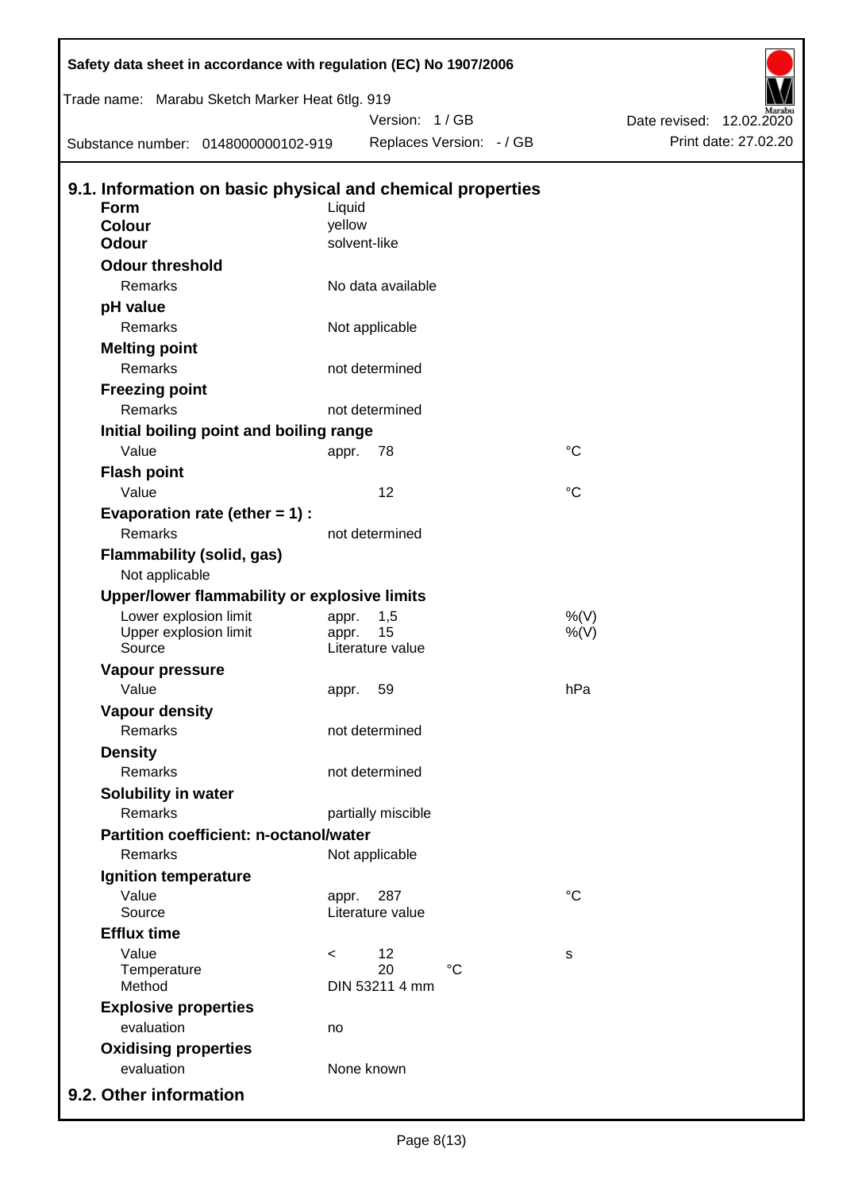## 9.1. Information on basic physical and chemical properties

| Property | | | |
|---|---|---|---|
| **Form** | Liquid | | |
| **Colour** | yellow | | |
| **Odour** | solvent-like | | |
| **Odour threshold** | | | |
| Remarks | No data available | | |
| **pH value** | | | |
| Remarks | Not applicable | | |
| **Melting point** | | | |
| Remarks | not determined | | |
| **Freezing point** | | | |
| Remarks | not determined | | |
| **Initial boiling point and boiling range** | | | |
| Value | appr. | 78 | °C |
| **Flash point** | | | |
| Value | | 12 | °C |
| **Evaporation rate (ether = 1) :** | | | |
| Remarks | not determined | | |
| **Flammability (solid, gas)** | | | |
| Not applicable | | | |
| **Upper/lower flammability or explosive limits** | | | |
| Lower explosion limit | appr. | 1,5 | %(V) |
| Upper explosion limit | appr. | 15 | %(V) |
| Source | Literature value | | |
| **Vapour pressure** | | | |
| Value | appr. | 59 | hPa |
| **Vapour density** | | | |
| Remarks | not determined | | |
| **Density** | | | |
| Remarks | not determined | | |
| **Solubility in water** | | | |
| Remarks | partially miscible | | |
| **Partition coefficient: n-octanol/water** | | | |
| Remarks | Not applicable | | |
| **Ignition temperature** | | | |
| Value | appr. | 287 | °C |
| Source | Literature value | | |
| **Efflux time** | | | |
| Value | < | 12 | s |
| Temperature | | 20 °C | |
| Method | DIN 53211 4 mm | | |
| **Explosive properties** | | | |
| evaluation | no | | |
| **Oxidising properties** | | | |
| evaluation | None known | | |

## 9.2. Other information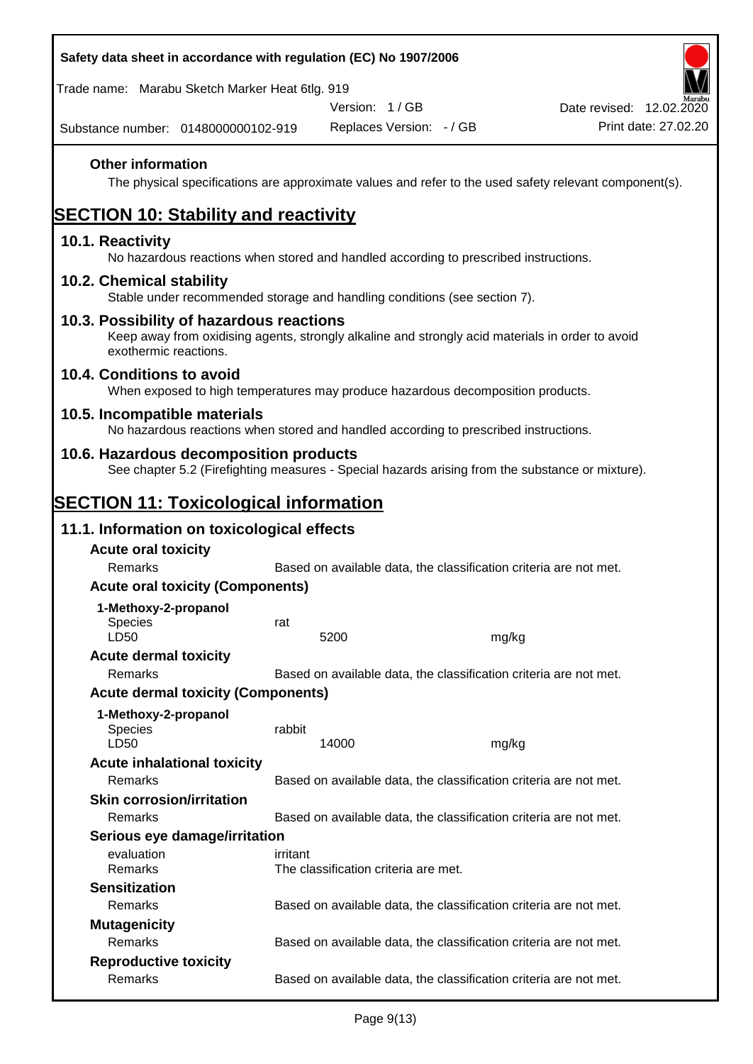### Other information

The physical specifications are approximate values and refer to the used safety relevant component(s).

# SECTION 10: Stability and reactivity

## 10.1. Reactivity

No hazardous reactions when stored and handled according to prescribed instructions.

## 10.2. Chemical stability

Stable under recommended storage and handling conditions (see section 7).

## 10.3. Possibility of hazardous reactions

Keep away from oxidising agents, strongly alkaline and strongly acid materials in order to avoid exothermic reactions.

## 10.4. Conditions to avoid

When exposed to high temperatures may produce hazardous decomposition products.

## 10.5. Incompatible materials

No hazardous reactions when stored and handled according to prescribed instructions.

## 10.6. Hazardous decomposition products

See chapter 5.2 (Firefighting measures - Special hazards arising from the substance or mixture).

# SECTION 11: Toxicological information

## 11.1. Information on toxicological effects

### Acute oral toxicity

| | | |
|---|---|---|
| Remarks | Based on available data, the classification criteria are not met. | |

### Acute oral toxicity (Components)

**1-Methoxy-2-propanol**

| | | |
|---|---|---|
| Species | rat | |
| LD50 | 5200 | mg/kg |

### Acute dermal toxicity

| | |
|---|---|
| Remarks | Based on available data, the classification criteria are not met. |

### Acute dermal toxicity (Components)

**1-Methoxy-2-propanol**

| | | |
|---|---|---|
| Species | rabbit | |
| LD50 | 14000 | mg/kg |

### Acute inhalational toxicity

| | |
|---|---|
| Remarks | Based on available data, the classification criteria are not met. |

### Skin corrosion/irritation

| | |
|---|---|
| Remarks | Based on available data, the classification criteria are not met. |

### Serious eye damage/irritation

| | |
|---|---|
| evaluation | irritant |
| Remarks | The classification criteria are met. |

### Sensitization

| | |
|---|---|
| Remarks | Based on available data, the classification criteria are not met. |

### Mutagenicity

| | |
|---|---|
| Remarks | Based on available data, the classification criteria are not met. |

### Reproductive toxicity

| | |
|---|---|
| Remarks | Based on available data, the classification criteria are not met. |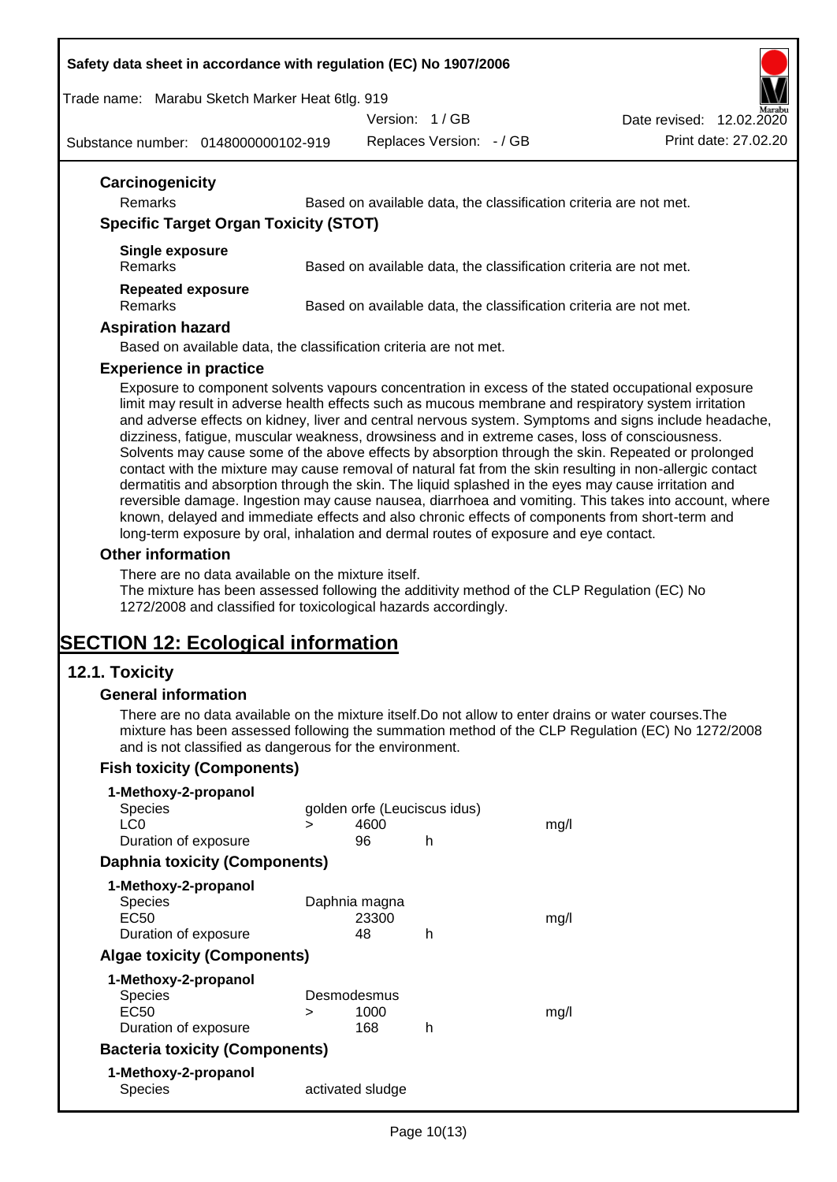### Carcinogenicity

Remarks — Based on available data, the classification criteria are not met.

### Specific Target Organ Toxicity (STOT)

**Single exposure**
Remarks — Based on available data, the classification criteria are not met.

**Repeated exposure**
Remarks — Based on available data, the classification criteria are not met.

### Aspiration hazard

Based on available data, the classification criteria are not met.

### Experience in practice

Exposure to component solvents vapours concentration in excess of the stated occupational exposure limit may result in adverse health effects such as mucous membrane and respiratory system irritation and adverse effects on kidney, liver and central nervous system. Symptoms and signs include headache, dizziness, fatigue, muscular weakness, drowsiness and in extreme cases, loss of consciousness. Solvents may cause some of the above effects by absorption through the skin. Repeated or prolonged contact with the mixture may cause removal of natural fat from the skin resulting in non-allergic contact dermatitis and absorption through the skin. The liquid splashed in the eyes may cause irritation and reversible damage. Ingestion may cause nausea, diarrhoea and vomiting. This takes into account, where known, delayed and immediate effects and also chronic effects of components from short-term and long-term exposure by oral, inhalation and dermal routes of exposure and eye contact.

### Other information

There are no data available on the mixture itself.
The mixture has been assessed following the additivity method of the CLP Regulation (EC) No 1272/2008 and classified for toxicological hazards accordingly.

# SECTION 12: Ecological information

## 12.1. Toxicity

### General information

There are no data available on the mixture itself.Do not allow to enter drains or water courses.The mixture has been assessed following the summation method of the CLP Regulation (EC) No 1272/2008 and is not classified as dangerous for the environment.

### Fish toxicity (Components)

**1-Methoxy-2-propanol**

| | | | | |
|---|---|---|---|---|
| Species | golden orfe (Leuciscus idus) | | | |
| LC0 | > | 4600 | | mg/l |
| Duration of exposure | | 96 | h | |

### Daphnia toxicity (Components)

**1-Methoxy-2-propanol**

| | | | | |
|---|---|---|---|---|
| Species | Daphnia magna | | | |
| EC50 | | 23300 | | mg/l |
| Duration of exposure | | 48 | h | |

### Algae toxicity (Components)

**1-Methoxy-2-propanol**

| | | | | |
|---|---|---|---|---|
| Species | Desmodesmus | | | |
| EC50 | > | 1000 | | mg/l |
| Duration of exposure | | 168 | h | |

### Bacteria toxicity (Components)

**1-Methoxy-2-propanol**

| | |
|---|---|
| Species | activated sludge |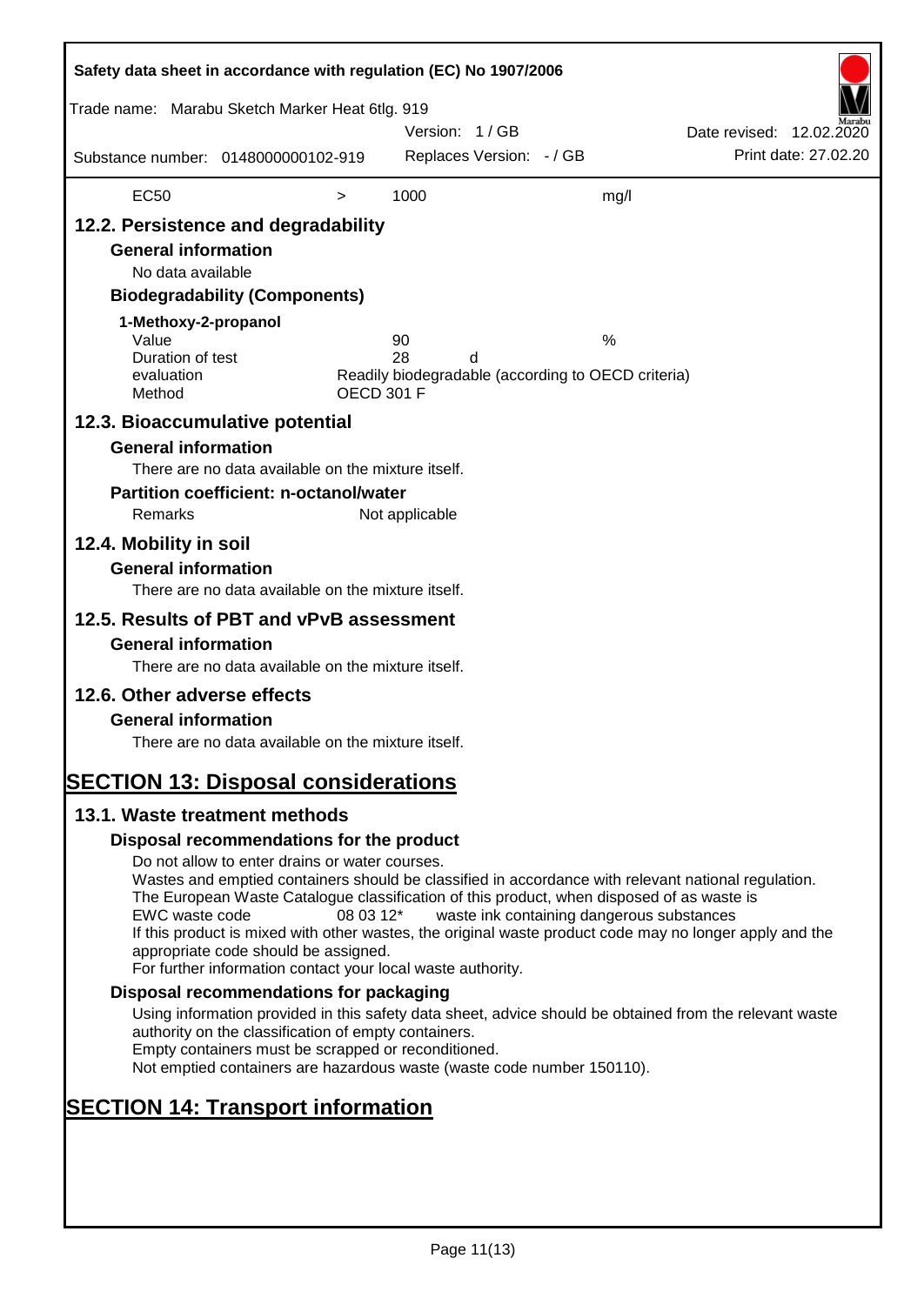| EC50 | > | 1000 | mg/l |
|---|---|---|---|

## 12.2. Persistence and degradability

### General information

No data available

### Biodegradability (Components)

**1-Methoxy-2-propanol**

| | | |
|---|---|---|
| Value | 90 | % |
| Duration of test | 28 d | |
| evaluation | Readily biodegradable (according to OECD criteria) | |
| Method | OECD 301 F | |

## 12.3. Bioaccumulative potential

### General information

There are no data available on the mixture itself.

### Partition coefficient: n-octanol/water

Remarks Not applicable

## 12.4. Mobility in soil

### General information

There are no data available on the mixture itself.

## 12.5. Results of PBT and vPvB assessment

### General information

There are no data available on the mixture itself.

## 12.6. Other adverse effects

### General information

There are no data available on the mixture itself.

# SECTION 13: Disposal considerations

## 13.1. Waste treatment methods

### Disposal recommendations for the product

Do not allow to enter drains or water courses.
Wastes and emptied containers should be classified in accordance with relevant national regulation.
The European Waste Catalogue classification of this product, when disposed of as waste is
EWC waste code 08 03 12* waste ink containing dangerous substances
If this product is mixed with other wastes, the original waste product code may no longer apply and the appropriate code should be assigned.
For further information contact your local waste authority.

### Disposal recommendations for packaging

Using information provided in this safety data sheet, advice should be obtained from the relevant waste authority on the classification of empty containers.
Empty containers must be scrapped or reconditioned.
Not emptied containers are hazardous waste (waste code number 150110).

# SECTION 14: Transport information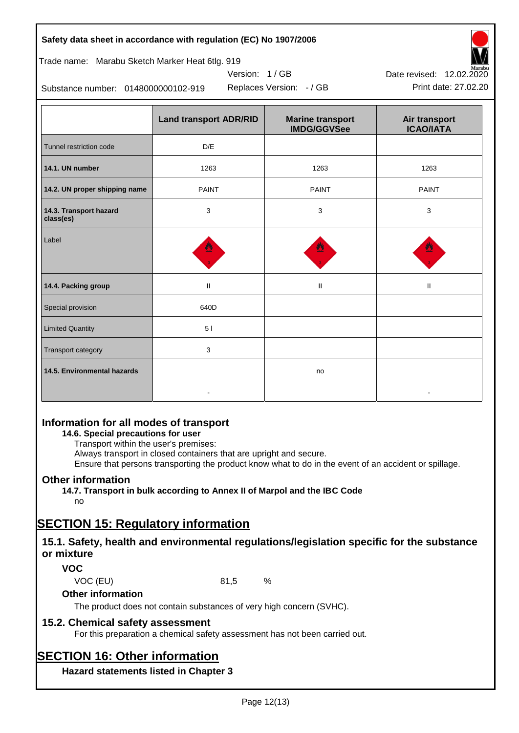| | Land transport ADR/RID | Marine transport IMDG/GGVSee | Air transport ICAO/IATA |
|---|---|---|---|
| Tunnel restriction code | D/E | | |
| **14.1. UN number** | 1263 | 1263 | 1263 |
| **14.2. UN proper shipping name** | PAINT | PAINT | PAINT |
| **14.3. Transport hazard class(es)** | 3 | 3 | 3 |
| Label | | | |
| **14.4. Packing group** | II | II | II |
| Special provision | 640D | | |
| Limited Quantity | 5 l | | |
| Transport category | 3 | | |
| **14.5. Environmental hazards** | - | no | - |

## Information for all modes of transport

**14.6. Special precautions for user**

Transport within the user's premises:
Always transport in closed containers that are upright and secure.
Ensure that persons transporting the product know what to do in the event of an accident or spillage.

## Other information

**14.7. Transport in bulk according to Annex II of Marpol and the IBC Code**

no

# SECTION 15: Regulatory information

## 15.1. Safety, health and environmental regulations/legislation specific for the substance or mixture

### VOC

VOC (EU) 81,5 %

### Other information

The product does not contain substances of very high concern (SVHC).

## 15.2. Chemical safety assessment

For this preparation a chemical safety assessment has not been carried out.

# SECTION 16: Other information

### Hazard statements listed in Chapter 3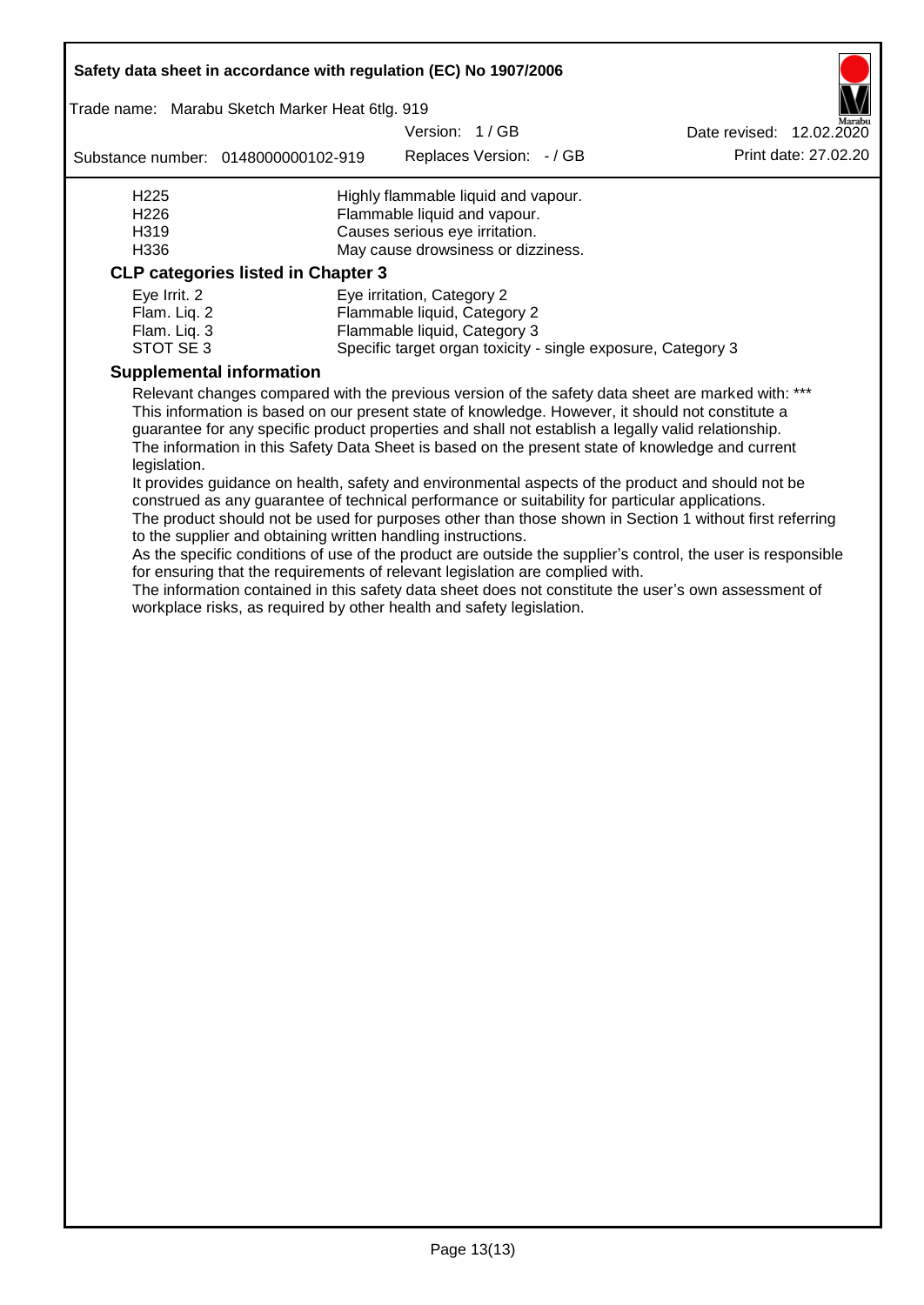| | |
|---|---|
| H225 | Highly flammable liquid and vapour. |
| H226 | Flammable liquid and vapour. |
| H319 | Causes serious eye irritation. |
| H336 | May cause drowsiness or dizziness. |

### CLP categories listed in Chapter 3

| | |
|---|---|
| Eye Irrit. 2 | Eye irritation, Category 2 |
| Flam. Liq. 2 | Flammable liquid, Category 2 |
| Flam. Liq. 3 | Flammable liquid, Category 3 |
| STOT SE 3 | Specific target organ toxicity - single exposure, Category 3 |

### Supplemental information

Relevant changes compared with the previous version of the safety data sheet are marked with: ***
This information is based on our present state of knowledge. However, it should not constitute a guarantee for any specific product properties and shall not establish a legally valid relationship.
The information in this Safety Data Sheet is based on the present state of knowledge and current legislation.
It provides guidance on health, safety and environmental aspects of the product and should not be construed as any guarantee of technical performance or suitability for particular applications.
The product should not be used for purposes other than those shown in Section 1 without first referring to the supplier and obtaining written handling instructions.
As the specific conditions of use of the product are outside the supplier's control, the user is responsible for ensuring that the requirements of relevant legislation are complied with.
The information contained in this safety data sheet does not constitute the user's own assessment of workplace risks, as required by other health and safety legislation.